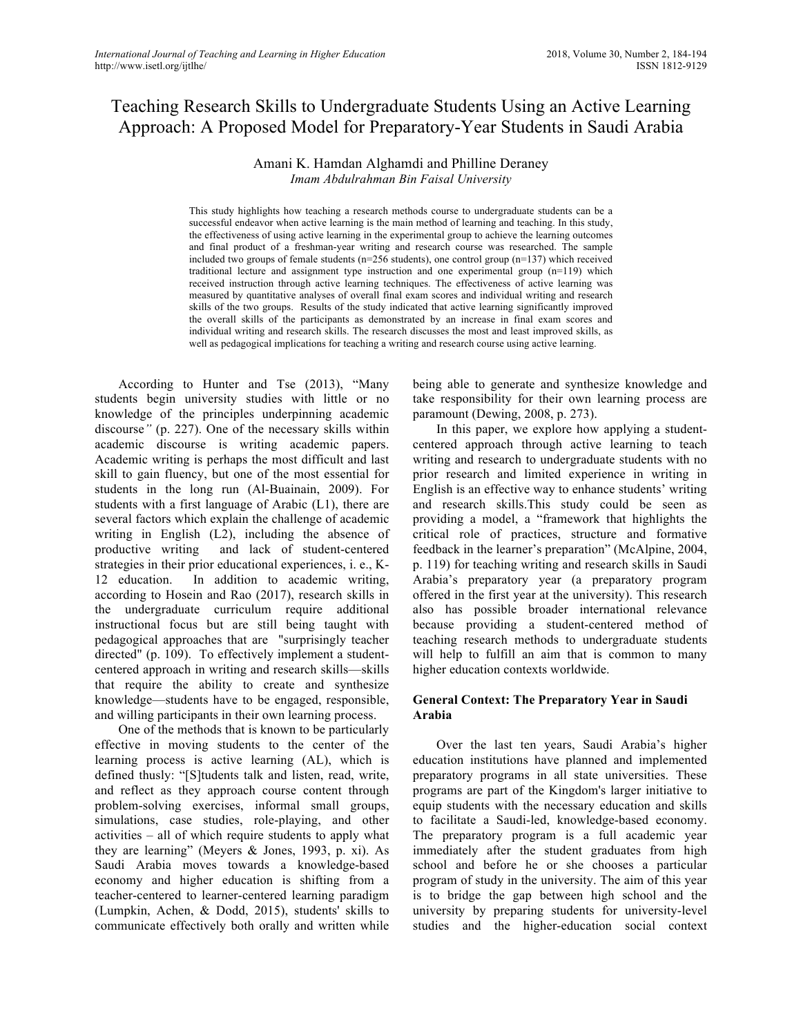# Teaching Research Skills to Undergraduate Students Using an Active Learning Approach: A Proposed Model for Preparatory-Year Students in Saudi Arabia

Amani K. Hamdan Alghamdi and Philline Deraney
*Imam Abdulrahman Bin Faisal University*

This study highlights how teaching a research methods course to undergraduate students can be a successful endeavor when active learning is the main method of learning and teaching. In this study, the effectiveness of using active learning in the experimental group to achieve the learning outcomes and final product of a freshman-year writing and research course was researched. The sample included two groups of female students (n=256 students), one control group (n=137) which received traditional lecture and assignment type instruction and one experimental group (n=119) which received instruction through active learning techniques. The effectiveness of active learning was measured by quantitative analyses of overall final exam scores and individual writing and research skills of the two groups. Results of the study indicated that active learning significantly improved the overall skills of the participants as demonstrated by an increase in final exam scores and individual writing and research skills. The research discusses the most and least improved skills, as well as pedagogical implications for teaching a writing and research course using active learning.

According to Hunter and Tse (2013), "Many students begin university studies with little or no knowledge of the principles underpinning academic discourse*"* (p. 227). One of the necessary skills within academic discourse is writing academic papers. Academic writing is perhaps the most difficult and last skill to gain fluency, but one of the most essential for students in the long run (Al-Buainain, 2009). For students with a first language of Arabic (L1), there are several factors which explain the challenge of academic writing in English (L2), including the absence of productive writing and lack of student-centered strategies in their prior educational experiences, i. e., K-12 education. In addition to academic writing, according to Hosein and Rao (2017), research skills in the undergraduate curriculum require additional instructional focus but are still being taught with pedagogical approaches that are "surprisingly teacher directed" (p. 109). To effectively implement a student-centered approach in writing and research skills—skills that require the ability to create and synthesize knowledge—students have to be engaged, responsible, and willing participants in their own learning process.

One of the methods that is known to be particularly effective in moving students to the center of the learning process is active learning (AL), which is defined thusly: "[S]tudents talk and listen, read, write, and reflect as they approach course content through problem-solving exercises, informal small groups, simulations, case studies, role-playing, and other activities – all of which require students to apply what they are learning" (Meyers & Jones, 1993, p. xi). As Saudi Arabia moves towards a knowledge-based economy and higher education is shifting from a teacher-centered to learner-centered learning paradigm (Lumpkin, Achen, & Dodd, 2015), students' skills to communicate effectively both orally and written while being able to generate and synthesize knowledge and take responsibility for their own learning process are paramount (Dewing, 2008, p. 273).

In this paper, we explore how applying a student-centered approach through active learning to teach writing and research to undergraduate students with no prior research and limited experience in writing in English is an effective way to enhance students' writing and research skills.This study could be seen as providing a model, a "framework that highlights the critical role of practices, structure and formative feedback in the learner's preparation" (McAlpine, 2004, p. 119) for teaching writing and research skills in Saudi Arabia's preparatory year (a preparatory program offered in the first year at the university). This research also has possible broader international relevance because providing a student-centered method of teaching research methods to undergraduate students will help to fulfill an aim that is common to many higher education contexts worldwide.

## General Context: The Preparatory Year in Saudi Arabia

Over the last ten years, Saudi Arabia's higher education institutions have planned and implemented preparatory programs in all state universities. These programs are part of the Kingdom's larger initiative to equip students with the necessary education and skills to facilitate a Saudi-led, knowledge-based economy. The preparatory program is a full academic year immediately after the student graduates from high school and before he or she chooses a particular program of study in the university. The aim of this year is to bridge the gap between high school and the university by preparing students for university-level studies and the higher-education social context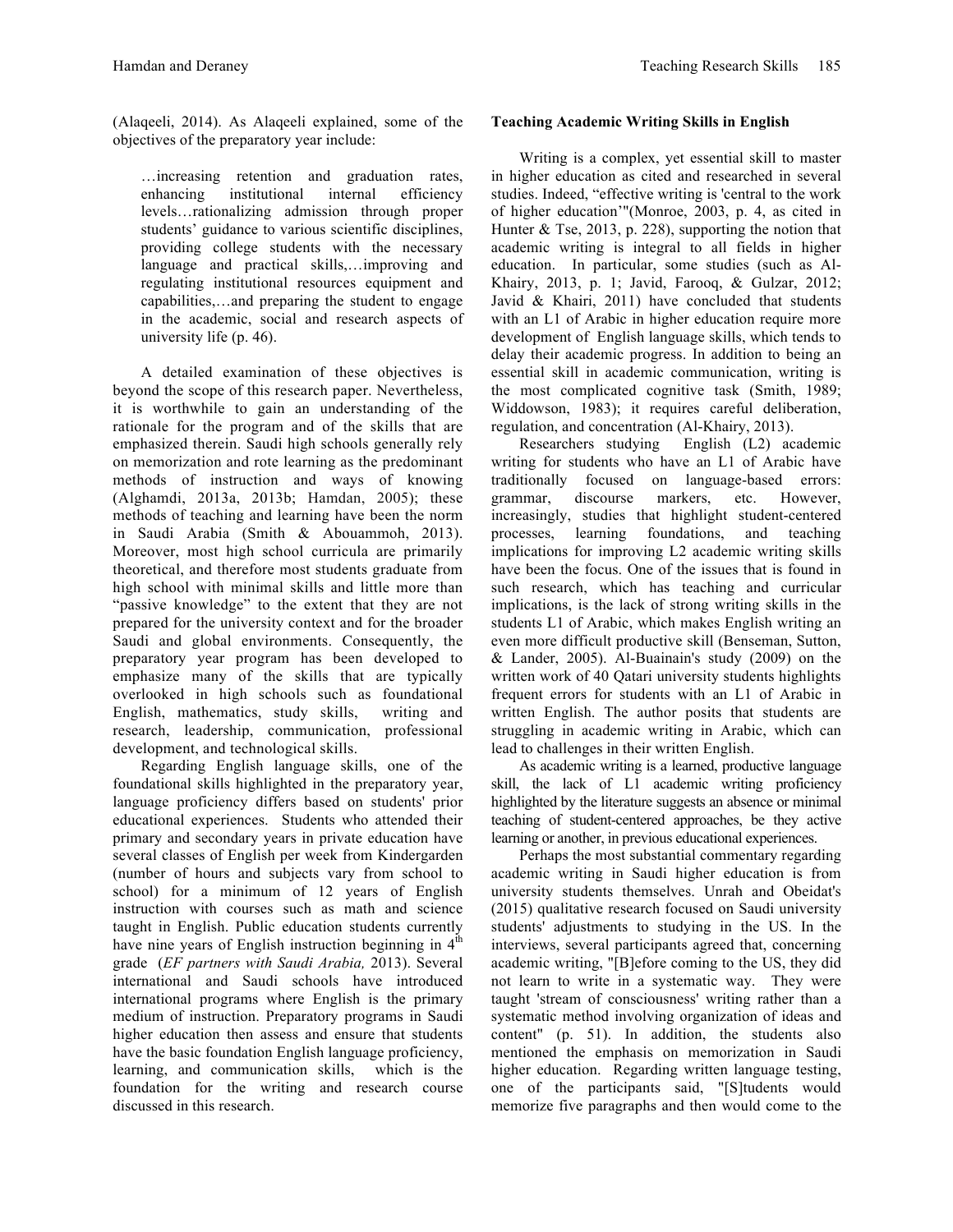(Alaqeeli, 2014). As Alaqeeli explained, some of the objectives of the preparatory year include:

> …increasing retention and graduation rates, enhancing institutional internal efficiency levels…rationalizing admission through proper students' guidance to various scientific disciplines, providing college students with the necessary language and practical skills,…improving and regulating institutional resources equipment and capabilities,…and preparing the student to engage in the academic, social and research aspects of university life (p. 46).

A detailed examination of these objectives is beyond the scope of this research paper. Nevertheless, it is worthwhile to gain an understanding of the rationale for the program and of the skills that are emphasized therein. Saudi high schools generally rely on memorization and rote learning as the predominant methods of instruction and ways of knowing (Alghamdi, 2013a, 2013b; Hamdan, 2005); these methods of teaching and learning have been the norm in Saudi Arabia (Smith & Abouammoh, 2013). Moreover, most high school curricula are primarily theoretical, and therefore most students graduate from high school with minimal skills and little more than "passive knowledge" to the extent that they are not prepared for the university context and for the broader Saudi and global environments. Consequently, the preparatory year program has been developed to emphasize many of the skills that are typically overlooked in high schools such as foundational English, mathematics, study skills, writing and research, leadership, communication, professional development, and technological skills.

Regarding English language skills, one of the foundational skills highlighted in the preparatory year, language proficiency differs based on students' prior educational experiences. Students who attended their primary and secondary years in private education have several classes of English per week from Kindergarden (number of hours and subjects vary from school to school) for a minimum of 12 years of English instruction with courses such as math and science taught in English. Public education students currently have nine years of English instruction beginning in 4th grade (*EF partners with Saudi Arabia,* 2013). Several international and Saudi schools have introduced international programs where English is the primary medium of instruction. Preparatory programs in Saudi higher education then assess and ensure that students have the basic foundation English language proficiency, learning, and communication skills, which is the foundation for the writing and research course discussed in this research.

**Teaching Academic Writing Skills in English**

Writing is a complex, yet essential skill to master in higher education as cited and researched in several studies. Indeed, "effective writing is 'central to the work of higher education'"(Monroe, 2003, p. 4, as cited in Hunter & Tse, 2013, p. 228), supporting the notion that academic writing is integral to all fields in higher education. In particular, some studies (such as Al-Khairy, 2013, p. 1; Javid, Farooq, & Gulzar, 2012; Javid & Khairi, 2011) have concluded that students with an L1 of Arabic in higher education require more development of English language skills, which tends to delay their academic progress. In addition to being an essential skill in academic communication, writing is the most complicated cognitive task (Smith, 1989; Widdowson, 1983); it requires careful deliberation, regulation, and concentration (Al-Khairy, 2013).

Researchers studying English (L2) academic writing for students who have an L1 of Arabic have traditionally focused on language-based errors: grammar, discourse markers, etc. However, increasingly, studies that highlight student-centered processes, learning foundations, and teaching implications for improving L2 academic writing skills have been the focus. One of the issues that is found in such research, which has teaching and curricular implications, is the lack of strong writing skills in the students L1 of Arabic, which makes English writing an even more difficult productive skill (Benseman, Sutton, & Lander, 2005). Al-Buainain's study (2009) on the written work of 40 Qatari university students highlights frequent errors for students with an L1 of Arabic in written English. The author posits that students are struggling in academic writing in Arabic, which can lead to challenges in their written English.

As academic writing is a learned, productive language skill, the lack of L1 academic writing proficiency highlighted by the literature suggests an absence or minimal teaching of student-centered approaches, be they active learning or another, in previous educational experiences.

Perhaps the most substantial commentary regarding academic writing in Saudi higher education is from university students themselves. Unrah and Obeidat's (2015) qualitative research focused on Saudi university students' adjustments to studying in the US. In the interviews, several participants agreed that, concerning academic writing, "[B]efore coming to the US, they did not learn to write in a systematic way. They were taught 'stream of consciousness' writing rather than a systematic method involving organization of ideas and content" (p. 51). In addition, the students also mentioned the emphasis on memorization in Saudi higher education. Regarding written language testing, one of the participants said, "[S]tudents would memorize five paragraphs and then would come to the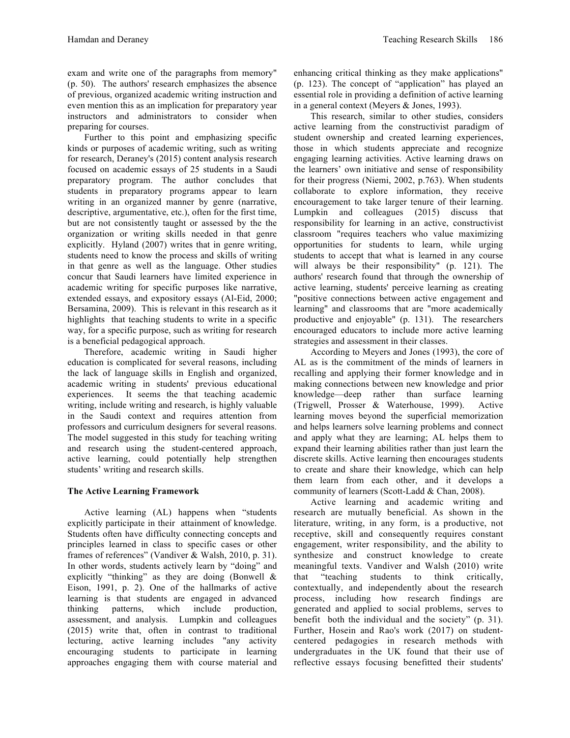exam and write one of the paragraphs from memory" (p. 50). The authors' research emphasizes the absence of previous, organized academic writing instruction and even mention this as an implication for preparatory year instructors and administrators to consider when preparing for courses.

Further to this point and emphasizing specific kinds or purposes of academic writing, such as writing for research, Deraney's (2015) content analysis research focused on academic essays of 25 students in a Saudi preparatory program. The author concludes that students in preparatory programs appear to learn writing in an organized manner by genre (narrative, descriptive, argumentative, etc.), often for the first time, but are not consistently taught or assessed by the the organization or writing skills needed in that genre explicitly. Hyland (2007) writes that in genre writing, students need to know the process and skills of writing in that genre as well as the language. Other studies concur that Saudi learners have limited experience in academic writing for specific purposes like narrative, extended essays, and expository essays (Al-Eid, 2000; Bersamina, 2009). This is relevant in this research as it highlights that teaching students to write in a specific way, for a specific purpose, such as writing for research is a beneficial pedagogical approach.

Therefore, academic writing in Saudi higher education is complicated for several reasons, including the lack of language skills in English and organized, academic writing in students' previous educational experiences. It seems the that teaching academic writing, include writing and research, is highly valuable in the Saudi context and requires attention from professors and curriculum designers for several reasons. The model suggested in this study for teaching writing and research using the student-centered approach, active learning, could potentially help strengthen students' writing and research skills.

**The Active Learning Framework**

Active learning (AL) happens when "students explicitly participate in their attainment of knowledge. Students often have difficulty connecting concepts and principles learned in class to specific cases or other frames of references" (Vandiver & Walsh, 2010, p. 31). In other words, students actively learn by "doing" and explicitly "thinking" as they are doing (Bonwell & Eison, 1991, p. 2). One of the hallmarks of active learning is that students are engaged in advanced thinking patterns, which include production, assessment, and analysis. Lumpkin and colleagues (2015) write that, often in contrast to traditional lecturing, active learning includes "any activity encouraging students to participate in learning approaches engaging them with course material and enhancing critical thinking as they make applications" (p. 123). The concept of "application" has played an essential role in providing a definition of active learning in a general context (Meyers & Jones, 1993).

This research, similar to other studies, considers active learning from the constructivist paradigm of student ownership and created learning experiences, those in which students appreciate and recognize engaging learning activities. Active learning draws on the learners' own initiative and sense of responsibility for their progress (Niemi, 2002, p.763). When students collaborate to explore information, they receive encouragement to take larger tenure of their learning. Lumpkin and colleagues (2015) discuss that responsibility for learning in an active, constructivist classroom "requires teachers who value maximizing opportunities for students to learn, while urging students to accept that what is learned in any course will always be their responsibility" (p. 121). The authors' research found that through the ownership of active learning, students' perceive learning as creating "positive connections between active engagement and learning" and classrooms that are "more academically productive and enjoyable" (p. 131). The researchers encouraged educators to include more active learning strategies and assessment in their classes.

According to Meyers and Jones (1993), the core of AL as is the commitment of the minds of learners in recalling and applying their former knowledge and in making connections between new knowledge and prior knowledge—deep rather than surface learning (Trigwell, Prosser & Waterhouse, 1999). Active learning moves beyond the superficial memorization and helps learners solve learning problems and connect and apply what they are learning; AL helps them to expand their learning abilities rather than just learn the discrete skills. Active learning then encourages students to create and share their knowledge, which can help them learn from each other, and it develops a community of learners (Scott-Ladd & Chan, 2008).

Active learning and academic writing and research are mutually beneficial. As shown in the literature, writing, in any form, is a productive, not receptive, skill and consequently requires constant engagement, writer responsibility, and the ability to synthesize and construct knowledge to create meaningful texts. Vandiver and Walsh (2010) write that "teaching students to think critically, contextually, and independently about the research process, including how research findings are generated and applied to social problems, serves to benefit both the individual and the society" (p. 31). Further, Hosein and Rao's work (2017) on student-centered pedagogies in research methods with undergraduates in the UK found that their use of reflective essays focusing benefitted their students'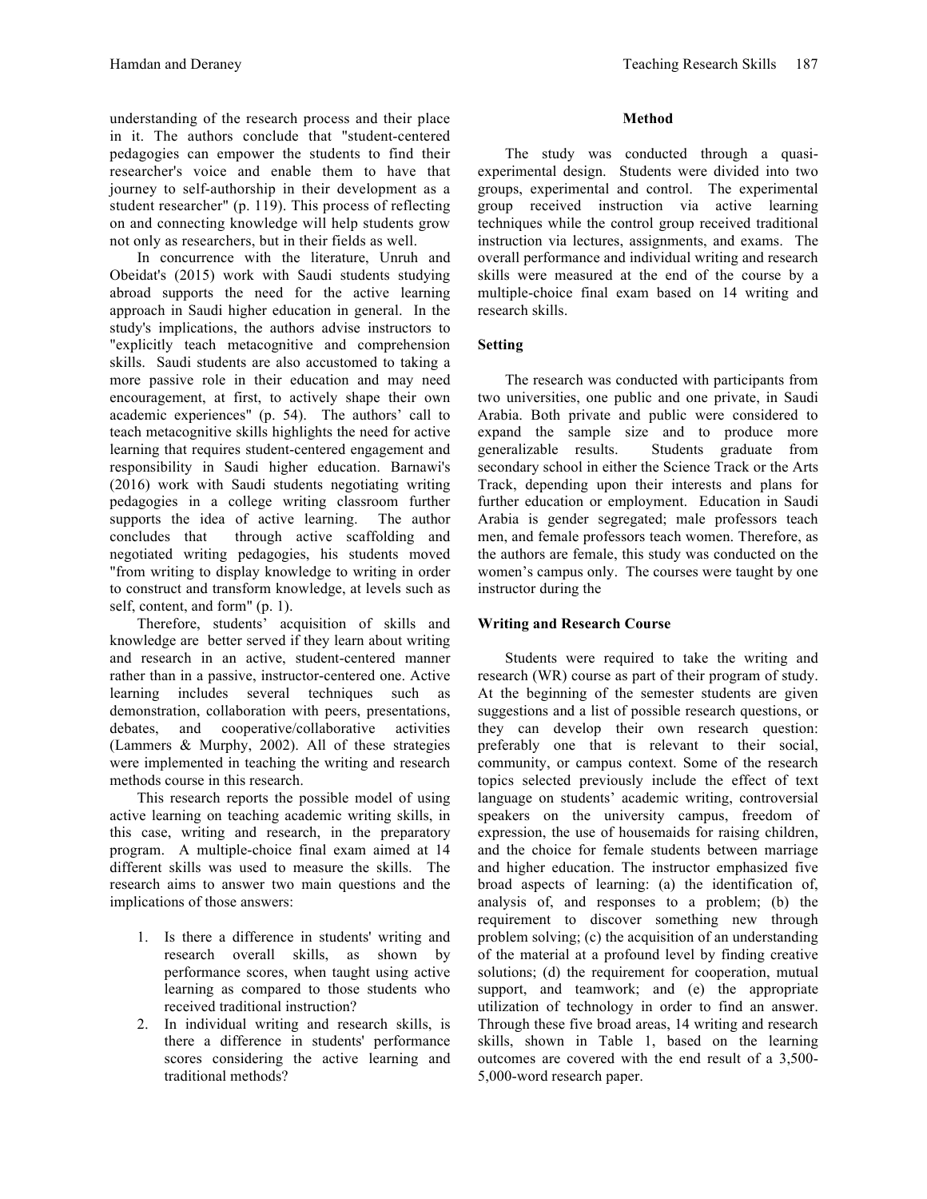understanding of the research process and their place in it. The authors conclude that "student-centered pedagogies can empower the students to find their researcher's voice and enable them to have that journey to self-authorship in their development as a student researcher" (p. 119). This process of reflecting on and connecting knowledge will help students grow not only as researchers, but in their fields as well.

In concurrence with the literature, Unruh and Obeidat's (2015) work with Saudi students studying abroad supports the need for the active learning approach in Saudi higher education in general. In the study's implications, the authors advise instructors to "explicitly teach metacognitive and comprehension skills. Saudi students are also accustomed to taking a more passive role in their education and may need encouragement, at first, to actively shape their own academic experiences" (p. 54). The authors' call to teach metacognitive skills highlights the need for active learning that requires student-centered engagement and responsibility in Saudi higher education. Barnawi's (2016) work with Saudi students negotiating writing pedagogies in a college writing classroom further supports the idea of active learning. The author concludes that through active scaffolding and negotiated writing pedagogies, his students moved "from writing to display knowledge to writing in order to construct and transform knowledge, at levels such as self, content, and form" (p. 1).

Therefore, students' acquisition of skills and knowledge are better served if they learn about writing and research in an active, student-centered manner rather than in a passive, instructor-centered one. Active learning includes several techniques such as demonstration, collaboration with peers, presentations, debates, and cooperative/collaborative activities (Lammers & Murphy, 2002). All of these strategies were implemented in teaching the writing and research methods course in this research.

This research reports the possible model of using active learning on teaching academic writing skills, in this case, writing and research, in the preparatory program. A multiple-choice final exam aimed at 14 different skills was used to measure the skills. The research aims to answer two main questions and the implications of those answers:

1. Is there a difference in students' writing and research overall skills, as shown by performance scores, when taught using active learning as compared to those students who received traditional instruction?
2. In individual writing and research skills, is there a difference in students' performance scores considering the active learning and traditional methods?

## Method

The study was conducted through a quasi-experimental design. Students were divided into two groups, experimental and control. The experimental group received instruction via active learning techniques while the control group received traditional instruction via lectures, assignments, and exams. The overall performance and individual writing and research skills were measured at the end of the course by a multiple-choice final exam based on 14 writing and research skills.

### Setting

The research was conducted with participants from two universities, one public and one private, in Saudi Arabia. Both private and public were considered to expand the sample size and to produce more generalizable results. Students graduate from secondary school in either the Science Track or the Arts Track, depending upon their interests and plans for further education or employment. Education in Saudi Arabia is gender segregated; male professors teach men, and female professors teach women. Therefore, as the authors are female, this study was conducted on the women's campus only. The courses were taught by one instructor during the

### Writing and Research Course

Students were required to take the writing and research (WR) course as part of their program of study. At the beginning of the semester students are given suggestions and a list of possible research questions, or they can develop their own research question: preferably one that is relevant to their social, community, or campus context. Some of the research topics selected previously include the effect of text language on students' academic writing, controversial speakers on the university campus, freedom of expression, the use of housemaids for raising children, and the choice for female students between marriage and higher education. The instructor emphasized five broad aspects of learning: (a) the identification of, analysis of, and responses to a problem; (b) the requirement to discover something new through problem solving; (c) the acquisition of an understanding of the material at a profound level by finding creative solutions; (d) the requirement for cooperation, mutual support, and teamwork; and (e) the appropriate utilization of technology in order to find an answer. Through these five broad areas, 14 writing and research skills, shown in Table 1, based on the learning outcomes are covered with the end result of a 3,500-5,000-word research paper.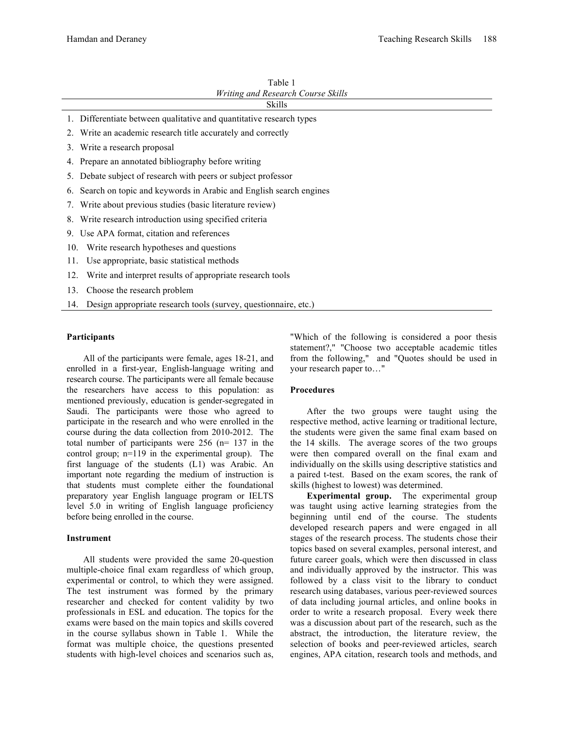Table 1

*Writing and Research Course Skills*

| Skills |
| --- |
| 1. Differentiate between qualitative and quantitative research types |
| 2. Write an academic research title accurately and correctly |
| 3. Write a research proposal |
| 4. Prepare an annotated bibliography before writing |
| 5. Debate subject of research with peers or subject professor |
| 6. Search on topic and keywords in Arabic and English search engines |
| 7. Write about previous studies (basic literature review) |
| 8. Write research introduction using specified criteria |
| 9. Use APA format, citation and references |
| 10. Write research hypotheses and questions |
| 11. Use appropriate, basic statistical methods |
| 12. Write and interpret results of appropriate research tools |
| 13. Choose the research problem |
| 14. Design appropriate research tools (survey, questionnaire, etc.) |

### Participants

All of the participants were female, ages 18-21, and enrolled in a first-year, English-language writing and research course. The participants were all female because the researchers have access to this population: as mentioned previously, education is gender-segregated in Saudi. The participants were those who agreed to participate in the research and who were enrolled in the course during the data collection from 2010-2012. The total number of participants were 256 (n= 137 in the control group; n=119 in the experimental group). The first language of the students (L1) was Arabic. An important note regarding the medium of instruction is that students must complete either the foundational preparatory year English language program or IELTS level 5.0 in writing of English language proficiency before being enrolled in the course.

### Instrument

All students were provided the same 20-question multiple-choice final exam regardless of which group, experimental or control, to which they were assigned. The test instrument was formed by the primary researcher and checked for content validity by two professionals in ESL and education. The topics for the exams were based on the main topics and skills covered in the course syllabus shown in Table 1. While the format was multiple choice, the questions presented students with high-level choices and scenarios such as, "Which of the following is considered a poor thesis statement?," "Choose two acceptable academic titles from the following," and "Quotes should be used in your research paper to…"

### Procedures

After the two groups were taught using the respective method, active learning or traditional lecture, the students were given the same final exam based on the 14 skills. The average scores of the two groups were then compared overall on the final exam and individually on the skills using descriptive statistics and a paired t-test. Based on the exam scores, the rank of skills (highest to lowest) was determined.

**Experimental group.** The experimental group was taught using active learning strategies from the beginning until end of the course. The students developed research papers and were engaged in all stages of the research process. The students chose their topics based on several examples, personal interest, and future career goals, which were then discussed in class and individually approved by the instructor. This was followed by a class visit to the library to conduct research using databases, various peer-reviewed sources of data including journal articles, and online books in order to write a research proposal. Every week there was a discussion about part of the research, such as the abstract, the introduction, the literature review, the selection of books and peer-reviewed articles, search engines, APA citation, research tools and methods, and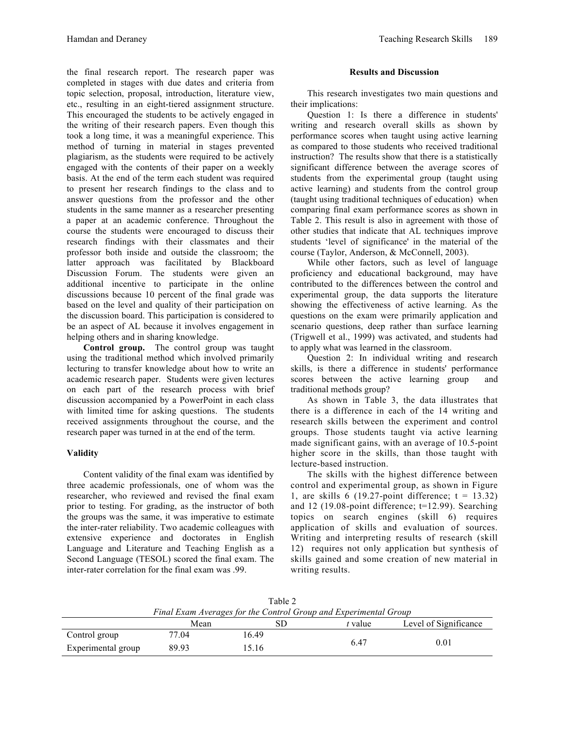the final research report. The research paper was completed in stages with due dates and criteria from topic selection, proposal, introduction, literature view, etc., resulting in an eight-tiered assignment structure. This encouraged the students to be actively engaged in the writing of their research papers. Even though this took a long time, it was a meaningful experience. This method of turning in material in stages prevented plagiarism, as the students were required to be actively engaged with the contents of their paper on a weekly basis. At the end of the term each student was required to present her research findings to the class and to answer questions from the professor and the other students in the same manner as a researcher presenting a paper at an academic conference. Throughout the course the students were encouraged to discuss their research findings with their classmates and their professor both inside and outside the classroom; the latter approach was facilitated by Blackboard Discussion Forum. The students were given an additional incentive to participate in the online discussions because 10 percent of the final grade was based on the level and quality of their participation on the discussion board. This participation is considered to be an aspect of AL because it involves engagement in helping others and in sharing knowledge.

**Control group.** The control group was taught using the traditional method which involved primarily lecturing to transfer knowledge about how to write an academic research paper. Students were given lectures on each part of the research process with brief discussion accompanied by a PowerPoint in each class with limited time for asking questions. The students received assignments throughout the course, and the research paper was turned in at the end of the term.

### Validity

Content validity of the final exam was identified by three academic professionals, one of whom was the researcher, who reviewed and revised the final exam prior to testing. For grading, as the instructor of both the groups was the same, it was imperative to estimate the inter-rater reliability. Two academic colleagues with extensive experience and doctorates in English Language and Literature and Teaching English as a Second Language (TESOL) scored the final exam. The inter-rater correlation for the final exam was .99.

## Results and Discussion

This research investigates two main questions and their implications:

Question 1: Is there a difference in students' writing and research overall skills as shown by performance scores when taught using active learning as compared to those students who received traditional instruction? The results show that there is a statistically significant difference between the average scores of students from the experimental group (taught using active learning) and students from the control group (taught using traditional techniques of education) when comparing final exam performance scores as shown in Table 2. This result is also in agreement with those of other studies that indicate that AL techniques improve students 'level of significance' in the material of the course (Taylor, Anderson, & McConnell, 2003).

While other factors, such as level of language proficiency and educational background, may have contributed to the differences between the control and experimental group, the data supports the literature showing the effectiveness of active learning. As the questions on the exam were primarily application and scenario questions, deep rather than surface learning (Trigwell et al., 1999) was activated, and students had to apply what was learned in the classroom.

Question 2: In individual writing and research skills, is there a difference in students' performance scores between the active learning group and traditional methods group?

As shown in Table 3, the data illustrates that there is a difference in each of the 14 writing and research skills between the experiment and control groups. Those students taught via active learning made significant gains, with an average of 10.5-point higher score in the skills, than those taught with lecture-based instruction.

The skills with the highest difference between control and experimental group, as shown in Figure 1, are skills 6 (19.27-point difference; $t = 13.32$) and 12 (19.08-point difference; $t=12.99$). Searching topics on search engines (skill 6) requires application of skills and evaluation of sources. Writing and interpreting results of research (skill 12) requires not only application but synthesis of skills gained and some creation of new material in writing results.

Table 2
*Final Exam Averages for the Control Group and Experimental Group*

| | Mean | SD | *t* value | Level of Significance |
|---|---|---|---|---|
| Control group | 77.04 | 16.49 | 6.47 | 0.01 |
| Experimental group | 89.93 | 15.16 | | |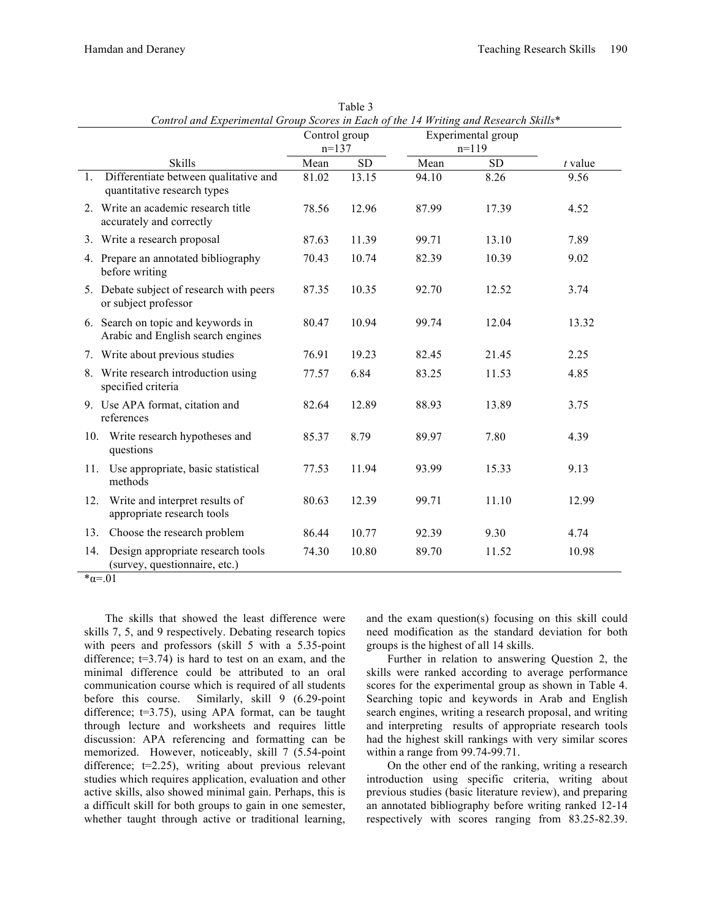Table 3

*Control and Experimental Group Scores in Each of the 14 Writing and Research Skills**

| Skills | Control group n=137 | | Experimental group n=119 | | |
|---|---|---|---|---|---|
| | Mean | SD | Mean | SD | *t* value |
| 1. Differentiate between qualitative and quantitative research types | 81.02 | 13.15 | 94.10 | 8.26 | 9.56 |
| 2. Write an academic research title accurately and correctly | 78.56 | 12.96 | 87.99 | 17.39 | 4.52 |
| 3. Write a research proposal | 87.63 | 11.39 | 99.71 | 13.10 | 7.89 |
| 4. Prepare an annotated bibliography before writing | 70.43 | 10.74 | 82.39 | 10.39 | 9.02 |
| 5. Debate subject of research with peers or subject professor | 87.35 | 10.35 | 92.70 | 12.52 | 3.74 |
| 6. Search on topic and keywords in Arabic and English search engines | 80.47 | 10.94 | 99.74 | 12.04 | 13.32 |
| 7. Write about previous studies | 76.91 | 19.23 | 82.45 | 21.45 | 2.25 |
| 8. Write research introduction using specified criteria | 77.57 | 6.84 | 83.25 | 11.53 | 4.85 |
| 9. Use APA format, citation and references | 82.64 | 12.89 | 88.93 | 13.89 | 3.75 |
| 10. Write research hypotheses and questions | 85.37 | 8.79 | 89.97 | 7.80 | 4.39 |
| 11. Use appropriate, basic statistical methods | 77.53 | 11.94 | 93.99 | 15.33 | 9.13 |
| 12. Write and interpret results of appropriate research tools | 80.63 | 12.39 | 99.71 | 11.10 | 12.99 |
| 13. Choose the research problem | 86.44 | 10.77 | 92.39 | 9.30 | 4.74 |
| 14. Design appropriate research tools (survey, questionnaire, etc.) | 74.30 | 10.80 | 89.70 | 11.52 | 10.98 |

*$\alpha$=.01

The skills that showed the least difference were skills 7, 5, and 9 respectively. Debating research topics with peers and professors (skill 5 with a 5.35-point difference; t=3.74) is hard to test on an exam, and the minimal difference could be attributed to an oral communication course which is required of all students before this course. Similarly, skill 9 (6.29-point difference; t=3.75), using APA format, can be taught through lecture and worksheets and requires little discussion: APA referencing and formatting can be memorized. However, noticeably, skill 7 (5.54-point difference; t=2.25), writing about previous relevant studies which requires application, evaluation and other active skills, also showed minimal gain. Perhaps, this is a difficult skill for both groups to gain in one semester, whether taught through active or traditional learning, and the exam question(s) focusing on this skill could need modification as the standard deviation for both groups is the highest of all 14 skills.

Further in relation to answering Question 2, the skills were ranked according to average performance scores for the experimental group as shown in Table 4. Searching topic and keywords in Arab and English search engines, writing a research proposal, and writing and interpreting results of appropriate research tools had the highest skill rankings with very similar scores within a range from 99.74-99.71.

On the other end of the ranking, writing a research introduction using specific criteria, writing about previous studies (basic literature review), and preparing an annotated bibliography before writing ranked 12-14 respectively with scores ranging from 83.25-82.39.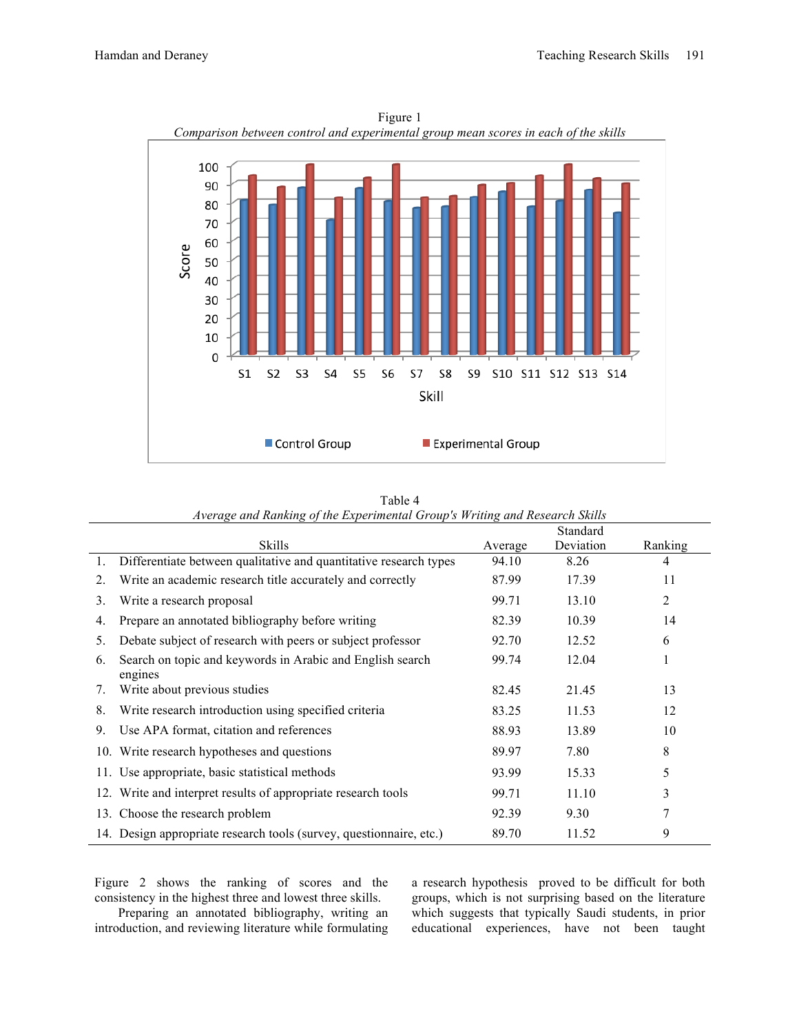Figure 1

*Comparison between control and experimental group mean scores in each of the skills*

Table 4

*Average and Ranking of the Experimental Group's Writing and Research Skills*

| | Skills | Average | Standard Deviation | Ranking |
|---|---|---|---|---|
| 1. | Differentiate between qualitative and quantitative research types | 94.10 | 8.26 | 4 |
| 2. | Write an academic research title accurately and correctly | 87.99 | 17.39 | 11 |
| 3. | Write a research proposal | 99.71 | 13.10 | 2 |
| 4. | Prepare an annotated bibliography before writing | 82.39 | 10.39 | 14 |
| 5. | Debate subject of research with peers or subject professor | 92.70 | 12.52 | 6 |
| 6. | Search on topic and keywords in Arabic and English search engines | 99.74 | 12.04 | 1 |
| 7. | Write about previous studies | 82.45 | 21.45 | 13 |
| 8. | Write research introduction using specified criteria | 83.25 | 11.53 | 12 |
| 9. | Use APA format, citation and references | 88.93 | 13.89 | 10 |
| 10. | Write research hypotheses and questions | 89.97 | 7.80 | 8 |
| 11. | Use appropriate, basic statistical methods | 93.99 | 15.33 | 5 |
| 12. | Write and interpret results of appropriate research tools | 99.71 | 11.10 | 3 |
| 13. | Choose the research problem | 92.39 | 9.30 | 7 |
| 14. | Design appropriate research tools (survey, questionnaire, etc.) | 89.70 | 11.52 | 9 |

Figure 2 shows the ranking of scores and the consistency in the highest three and lowest three skills.

Preparing an annotated bibliography, writing an introduction, and reviewing literature while formulating a research hypothesis proved to be difficult for both groups, which is not surprising based on the literature which suggests that typically Saudi students, in prior educational experiences, have not been taught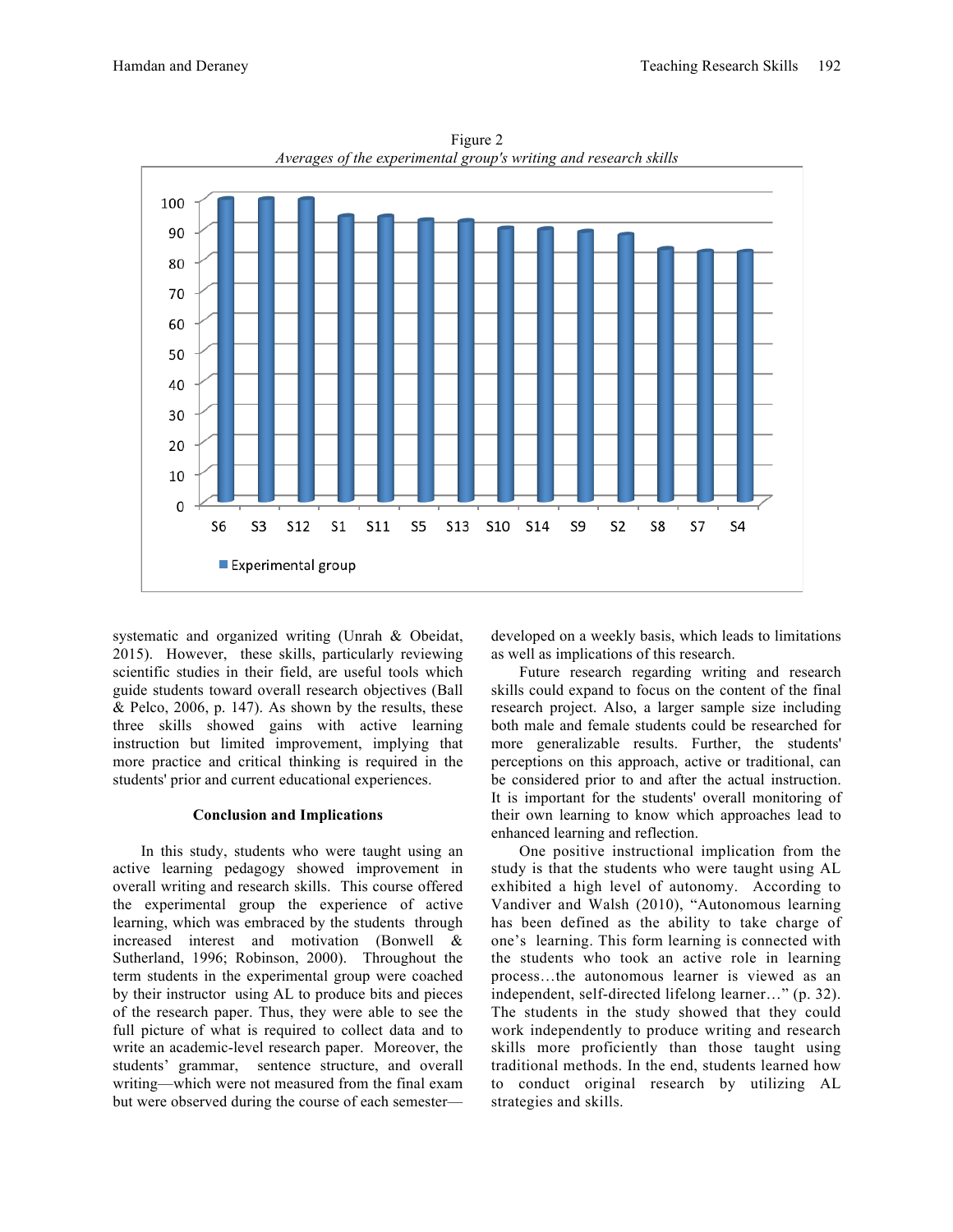Figure 2
*Averages of the experimental group's writing and research skills*

systematic and organized writing (Unrah & Obeidat, 2015). However, these skills, particularly reviewing scientific studies in their field, are useful tools which guide students toward overall research objectives (Ball & Pelco, 2006, p. 147). As shown by the results, these three skills showed gains with active learning instruction but limited improvement, implying that more practice and critical thinking is required in the students' prior and current educational experiences.

### Conclusion and Implications

In this study, students who were taught using an active learning pedagogy showed improvement in overall writing and research skills. This course offered the experimental group the experience of active learning, which was embraced by the students through increased interest and motivation (Bonwell & Sutherland, 1996; Robinson, 2000). Throughout the term students in the experimental group were coached by their instructor using AL to produce bits and pieces of the research paper. Thus, they were able to see the full picture of what is required to collect data and to write an academic-level research paper. Moreover, the students' grammar, sentence structure, and overall writing—which were not measured from the final exam but were observed during the course of each semester—developed on a weekly basis, which leads to limitations as well as implications of this research.

Future research regarding writing and research skills could expand to focus on the content of the final research project. Also, a larger sample size including both male and female students could be researched for more generalizable results. Further, the students' perceptions on this approach, active or traditional, can be considered prior to and after the actual instruction. It is important for the students' overall monitoring of their own learning to know which approaches lead to enhanced learning and reflection.

One positive instructional implication from the study is that the students who were taught using AL exhibited a high level of autonomy. According to Vandiver and Walsh (2010), "Autonomous learning has been defined as the ability to take charge of one's learning. This form learning is connected with the students who took an active role in learning process…the autonomous learner is viewed as an independent, self-directed lifelong learner…" (p. 32). The students in the study showed that they could work independently to produce writing and research skills more proficiently than those taught using traditional methods. In the end, students learned how to conduct original research by utilizing AL strategies and skills.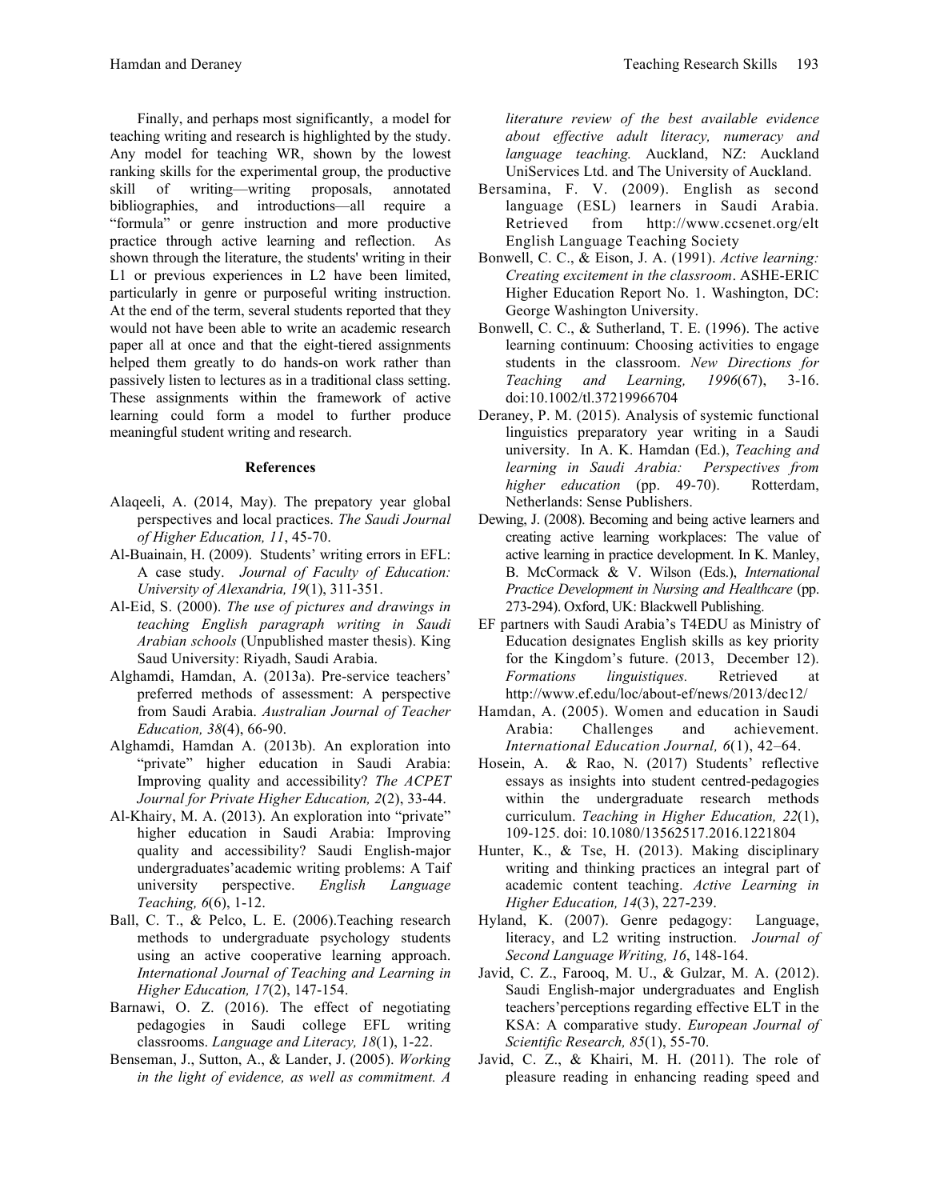Finally, and perhaps most significantly, a model for teaching writing and research is highlighted by the study. Any model for teaching WR, shown by the lowest ranking skills for the experimental group, the productive skill of writing—writing proposals, annotated bibliographies, and introductions—all require a "formula" or genre instruction and more productive practice through active learning and reflection. As shown through the literature, the students' writing in their L1 or previous experiences in L2 have been limited, particularly in genre or purposeful writing instruction. At the end of the term, several students reported that they would not have been able to write an academic research paper all at once and that the eight-tiered assignments helped them greatly to do hands-on work rather than passively listen to lectures as in a traditional class setting. These assignments within the framework of active learning could form a model to further produce meaningful student writing and research.

## References

Alaqeeli, A. (2014, May). The prepatory year global perspectives and local practices. *The Saudi Journal of Higher Education, 11*, 45-70.

Al-Buainain, H. (2009). Students' writing errors in EFL: A case study. *Journal of Faculty of Education: University of Alexandria, 19*(1), 311-351.

Al-Eid, S. (2000). *The use of pictures and drawings in teaching English paragraph writing in Saudi Arabian schools* (Unpublished master thesis). King Saud University: Riyadh, Saudi Arabia.

Alghamdi, Hamdan, A. (2013a). Pre-service teachers' preferred methods of assessment: A perspective from Saudi Arabia. *Australian Journal of Teacher Education, 38*(4), 66-90.

Alghamdi, Hamdan A. (2013b). An exploration into "private" higher education in Saudi Arabia: Improving quality and accessibility? *The ACPET Journal for Private Higher Education, 2*(2), 33-44.

Al-Khairy, M. A. (2013). An exploration into "private" higher education in Saudi Arabia: Improving quality and accessibility? Saudi English-major undergraduates'academic writing problems: A Taif university perspective. *English Language Teaching, 6*(6), 1-12.

Ball, C. T., & Pelco, L. E. (2006).Teaching research methods to undergraduate psychology students using an active cooperative learning approach. *International Journal of Teaching and Learning in Higher Education, 17*(2), 147-154.

Barnawi, O. Z. (2016). The effect of negotiating pedagogies in Saudi college EFL writing classrooms. *Language and Literacy, 18*(1), 1-22.

Benseman, J., Sutton, A., & Lander, J. (2005). *Working in the light of evidence, as well as commitment. A literature review of the best available evidence about effective adult literacy, numeracy and language teaching.* Auckland, NZ: Auckland UniServices Ltd. and The University of Auckland.

Bersamina, F. V. (2009). English as second language (ESL) learners in Saudi Arabia. Retrieved from http://www.ccsenet.org/elt English Language Teaching Society

Bonwell, C. C., & Eison, J. A. (1991). *Active learning: Creating excitement in the classroom*. ASHE-ERIC Higher Education Report No. 1. Washington, DC: George Washington University.

Bonwell, C. C., & Sutherland, T. E. (1996). The active learning continuum: Choosing activities to engage students in the classroom. *New Directions for Teaching and Learning, 1996*(67), 3-16. doi:10.1002/tl.37219966704

Deraney, P. M. (2015). Analysis of systemic functional linguistics preparatory year writing in a Saudi university. In A. K. Hamdan (Ed.), *Teaching and learning in Saudi Arabia: Perspectives from higher education* (pp. 49-70). Rotterdam, Netherlands: Sense Publishers.

Dewing, J. (2008). Becoming and being active learners and creating active learning workplaces: The value of active learning in practice development. In K. Manley, B. McCormack & V. Wilson (Eds.), *International Practice Development in Nursing and Healthcare* (pp. 273-294). Oxford, UK: Blackwell Publishing.

EF partners with Saudi Arabia's T4EDU as Ministry of Education designates English skills as key priority for the Kingdom's future. (2013, December 12). *Formations linguistiques.* Retrieved at http://www.ef.edu/loc/about-ef/news/2013/dec12/

Hamdan, A. (2005). Women and education in Saudi Arabia: Challenges and achievement. *International Education Journal, 6*(1), 42–64.

Hosein, A. & Rao, N. (2017) Students' reflective essays as insights into student centred-pedagogies within the undergraduate research methods curriculum. *Teaching in Higher Education, 22*(1), 109-125. doi: 10.1080/13562517.2016.1221804

Hunter, K., & Tse, H. (2013). Making disciplinary writing and thinking practices an integral part of academic content teaching. *Active Learning in Higher Education, 14*(3), 227-239.

Hyland, K. (2007). Genre pedagogy: Language, literacy, and L2 writing instruction. *Journal of Second Language Writing, 16*, 148-164.

Javid, C. Z., Farooq, M. U., & Gulzar, M. A. (2012). Saudi English-major undergraduates and English teachers'perceptions regarding effective ELT in the KSA: A comparative study. *European Journal of Scientific Research, 85*(1), 55-70.

Javid, C. Z., & Khairi, M. H. (2011). The role of pleasure reading in enhancing reading speed and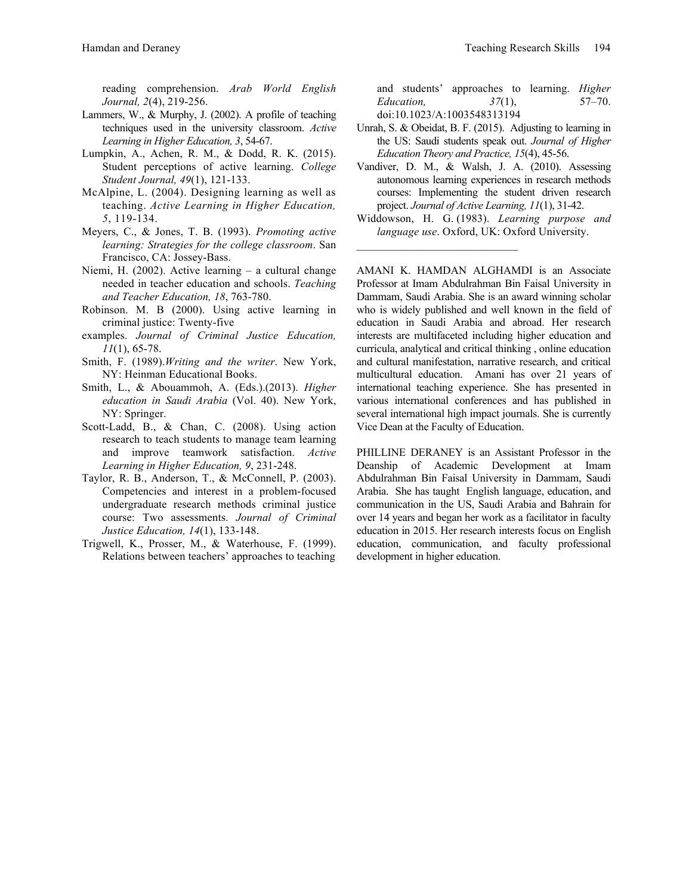reading comprehension. *Arab World English Journal, 2*(4), 219-256.

Lammers, W., & Murphy, J. (2002). A profile of teaching techniques used in the university classroom. *Active Learning in Higher Education, 3*, 54-67.

Lumpkin, A., Achen, R. M., & Dodd, R. K. (2015). Student perceptions of active learning. *College Student Journal, 49*(1), 121-133.

McAlpine, L. (2004). Designing learning as well as teaching. *Active Learning in Higher Education, 5*, 119-134.

Meyers, C., & Jones, T. B. (1993). *Promoting active learning: Strategies for the college classroom*. San Francisco, CA: Jossey-Bass.

Niemi, H. (2002). Active learning – a cultural change needed in teacher education and schools. *Teaching and Teacher Education, 18*, 763-780.

Robinson. M. B (2000). Using active learning in criminal justice: Twenty-five

examples. *Journal of Criminal Justice Education, 11*(1), 65-78.

Smith, F. (1989).*Writing and the writer*. New York, NY: Heinman Educational Books.

Smith, L., & Abouammoh, A. (Eds.).(2013). *Higher education in Saudi Arabia* (Vol. 40). New York, NY: Springer.

Scott-Ladd, B., & Chan, C. (2008). Using action research to teach students to manage team learning and improve teamwork satisfaction. *Active Learning in Higher Education, 9*, 231-248.

Taylor, R. B., Anderson, T., & McConnell, P. (2003). Competencies and interest in a problem-focused undergraduate research methods criminal justice course: Two assessments. *Journal of Criminal Justice Education, 14*(1), 133-148.

Trigwell, K., Prosser, M., & Waterhouse, F. (1999). Relations between teachers' approaches to teaching and students' approaches to learning. *Higher Education, 37*(1), 57–70. doi:10.1023/A:1003548313194

Unrah, S. & Obeidat, B. F. (2015). Adjusting to learning in the US: Saudi students speak out. *Journal of Higher Education Theory and Practice, 15*(4), 45-56.

Vandiver, D. M., & Walsh, J. A. (2010). Assessing autonomous learning experiences in research methods courses: Implementing the student driven research project. *Journal of Active Learning, 11*(1), 31-42.

Widdowson, H. G. (1983). *Learning purpose and language use*. Oxford, UK: Oxford University.

---

AMANI K. HAMDAN ALGHAMDI is an Associate Professor at Imam Abdulrahman Bin Faisal University in Dammam, Saudi Arabia. She is an award winning scholar who is widely published and well known in the field of education in Saudi Arabia and abroad. Her research interests are multifaceted including higher education and curricula, analytical and critical thinking , online education and cultural manifestation, narrative research, and critical multicultural education. Amani has over 21 years of international teaching experience. She has presented in various international conferences and has published in several international high impact journals. She is currently Vice Dean at the Faculty of Education.

PHILLINE DERANEY is an Assistant Professor in the Deanship of Academic Development at Imam Abdulrahman Bin Faisal University in Dammam, Saudi Arabia. She has taught English language, education, and communication in the US, Saudi Arabia and Bahrain for over 14 years and began her work as a facilitator in faculty education in 2015. Her research interests focus on English education, communication, and faculty professional development in higher education.